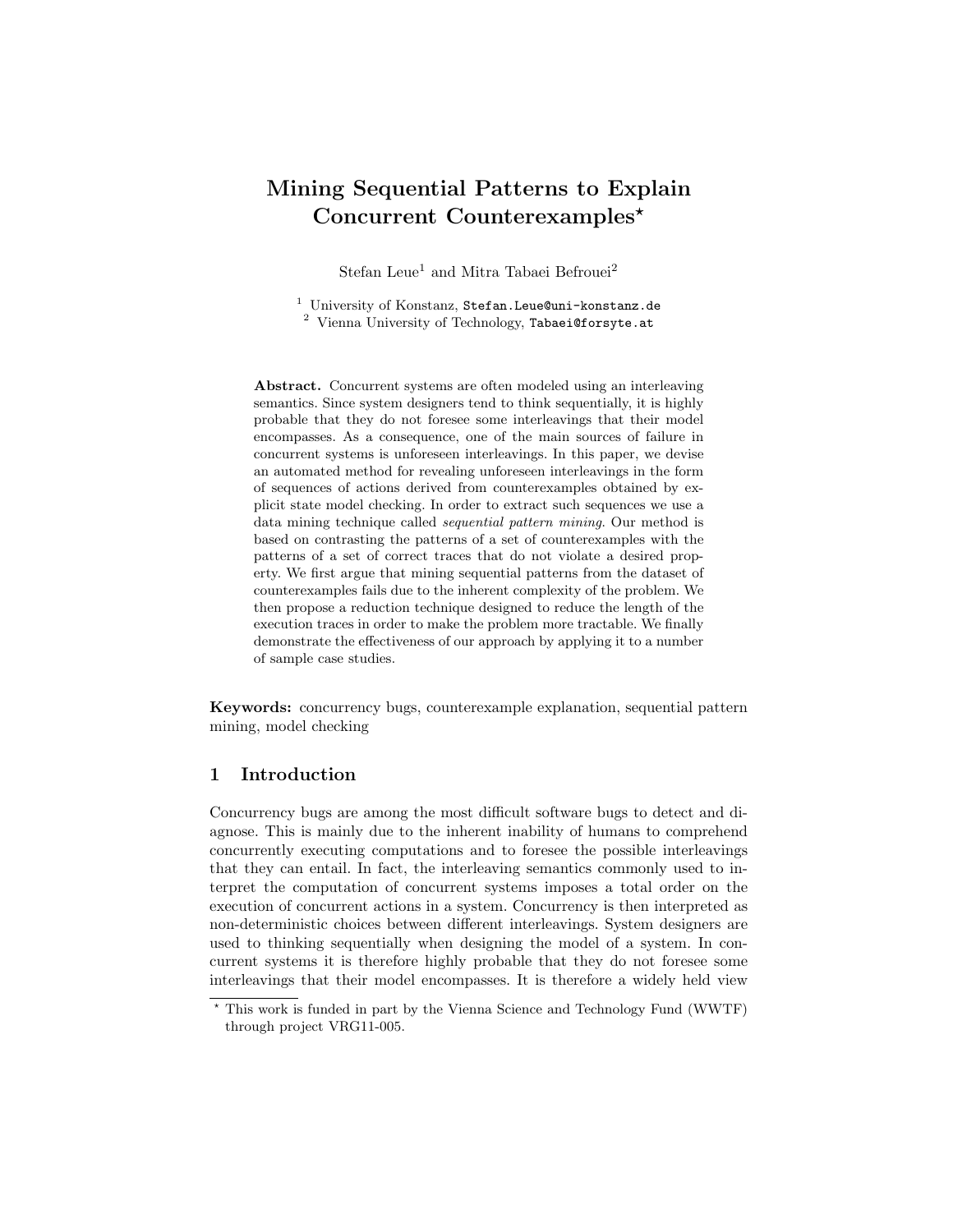# Mining Sequential Patterns to Explain Concurrent Counterexamples*

Stefan Leue[1] and Mitra Tabaei Befrouei[2]

[1] University of Konstanz, Stefan.Leue@uni-konstanz.de
[2] Vienna University of Technology, Tabaei@forsyte.at

**Abstract.** Concurrent systems are often modeled using an interleaving semantics. Since system designers tend to think sequentially, it is highly probable that they do not foresee some interleavings that their model encompasses. As a consequence, one of the main sources of failure in concurrent systems is unforeseen interleavings. In this paper, we devise an automated method for revealing unforeseen interleavings in the form of sequences of actions derived from counterexamples obtained by explicit state model checking. In order to extract such sequences we use a data mining technique called *sequential pattern mining*. Our method is based on contrasting the patterns of a set of counterexamples with the patterns of a set of correct traces that do not violate a desired property. We first argue that mining sequential patterns from the dataset of counterexamples fails due to the inherent complexity of the problem. We then propose a reduction technique designed to reduce the length of the execution traces in order to make the problem more tractable. We finally demonstrate the effectiveness of our approach by applying it to a number of sample case studies.

**Keywords:** concurrency bugs, counterexample explanation, sequential pattern mining, model checking

## 1 Introduction

Concurrency bugs are among the most difficult software bugs to detect and diagnose. This is mainly due to the inherent inability of humans to comprehend concurrently executing computations and to foresee the possible interleavings that they can entail. In fact, the interleaving semantics commonly used to interpret the computation of concurrent systems imposes a total order on the execution of concurrent actions in a system. Concurrency is then interpreted as non-deterministic choices between different interleavings. System designers are used to thinking sequentially when designing the model of a system. In concurrent systems it is therefore highly probable that they do not foresee some interleavings that their model encompasses. It is therefore a widely held view

* This work is funded in part by the Vienna Science and Technology Fund (WWTF) through project VRG11-005.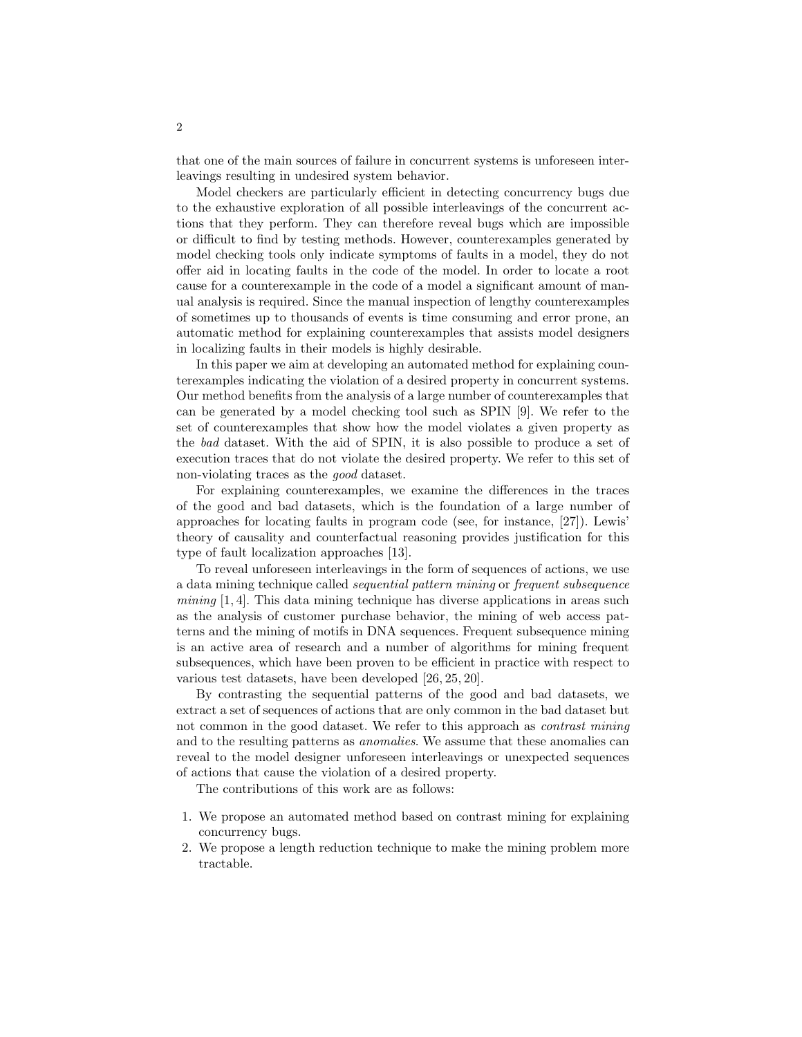that one of the main sources of failure in concurrent systems is unforeseen interleavings resulting in undesired system behavior.

Model checkers are particularly efficient in detecting concurrency bugs due to the exhaustive exploration of all possible interleavings of the concurrent actions that they perform. They can therefore reveal bugs which are impossible or difficult to find by testing methods. However, counterexamples generated by model checking tools only indicate symptoms of faults in a model, they do not offer aid in locating faults in the code of the model. In order to locate a root cause for a counterexample in the code of a model a significant amount of manual analysis is required. Since the manual inspection of lengthy counterexamples of sometimes up to thousands of events is time consuming and error prone, an automatic method for explaining counterexamples that assists model designers in localizing faults in their models is highly desirable.

In this paper we aim at developing an automated method for explaining counterexamples indicating the violation of a desired property in concurrent systems. Our method benefits from the analysis of a large number of counterexamples that can be generated by a model checking tool such as SPIN [9]. We refer to the set of counterexamples that show how the model violates a given property as the *bad* dataset. With the aid of SPIN, it is also possible to produce a set of execution traces that do not violate the desired property. We refer to this set of non-violating traces as the *good* dataset.

For explaining counterexamples, we examine the differences in the traces of the good and bad datasets, which is the foundation of a large number of approaches for locating faults in program code (see, for instance, [27]). Lewis' theory of causality and counterfactual reasoning provides justification for this type of fault localization approaches [13].

To reveal unforeseen interleavings in the form of sequences of actions, we use a data mining technique called *sequential pattern mining* or *frequent subsequence mining* [1, 4]. This data mining technique has diverse applications in areas such as the analysis of customer purchase behavior, the mining of web access patterns and the mining of motifs in DNA sequences. Frequent subsequence mining is an active area of research and a number of algorithms for mining frequent subsequences, which have been proven to be efficient in practice with respect to various test datasets, have been developed [26, 25, 20].

By contrasting the sequential patterns of the good and bad datasets, we extract a set of sequences of actions that are only common in the bad dataset but not common in the good dataset. We refer to this approach as *contrast mining* and to the resulting patterns as *anomalies*. We assume that these anomalies can reveal to the model designer unforeseen interleavings or unexpected sequences of actions that cause the violation of a desired property.

The contributions of this work are as follows:

1. We propose an automated method based on contrast mining for explaining concurrency bugs.
2. We propose a length reduction technique to make the mining problem more tractable.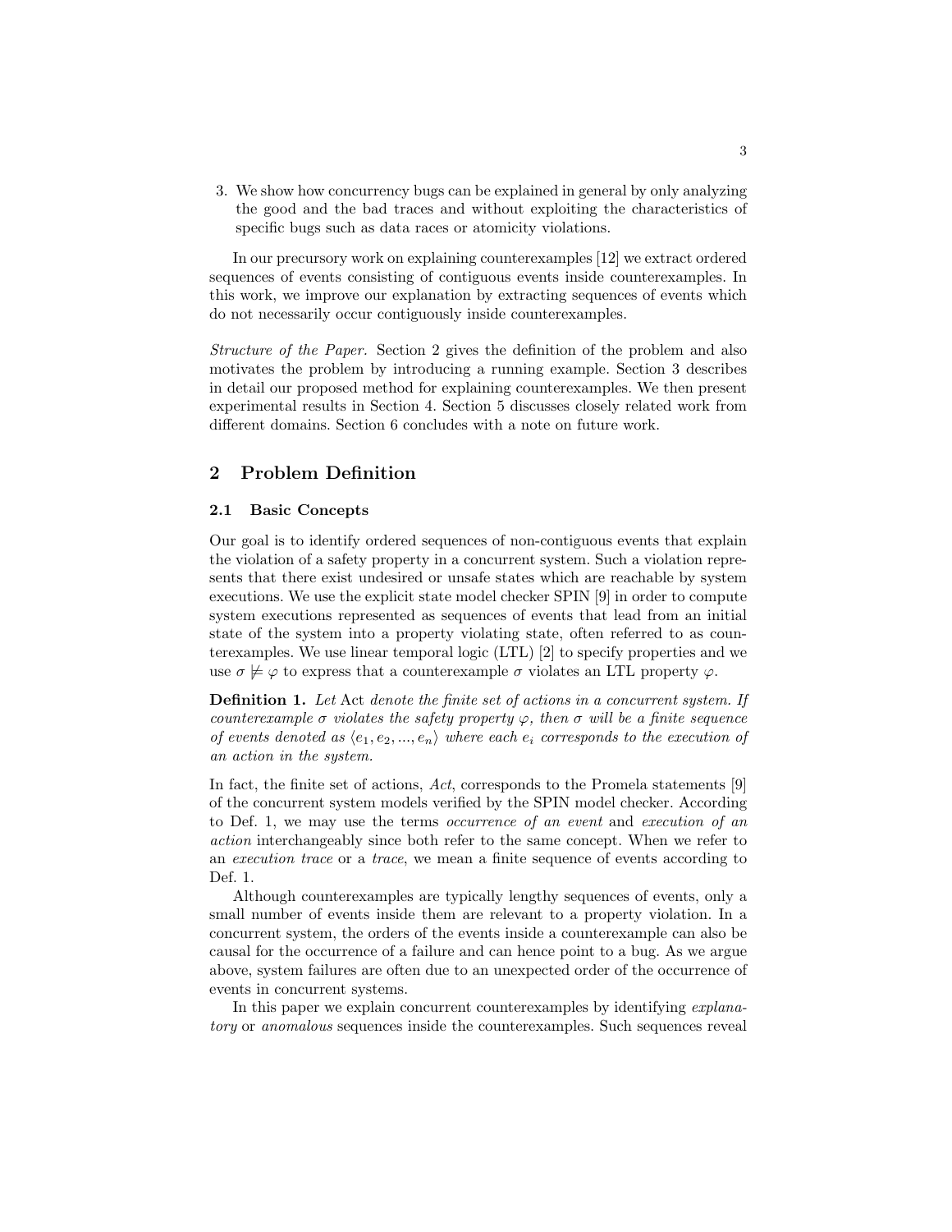3. We show how concurrency bugs can be explained in general by only analyzing the good and the bad traces and without exploiting the characteristics of specific bugs such as data races or atomicity violations.

In our precursory work on explaining counterexamples [12] we extract ordered sequences of events consisting of contiguous events inside counterexamples. In this work, we improve our explanation by extracting sequences of events which do not necessarily occur contiguously inside counterexamples.

*Structure of the Paper.* Section 2 gives the definition of the problem and also motivates the problem by introducing a running example. Section 3 describes in detail our proposed method for explaining counterexamples. We then present experimental results in Section 4. Section 5 discusses closely related work from different domains. Section 6 concludes with a note on future work.

## 2 Problem Definition

### 2.1 Basic Concepts

Our goal is to identify ordered sequences of non-contiguous events that explain the violation of a safety property in a concurrent system. Such a violation represents that there exist undesired or unsafe states which are reachable by system executions. We use the explicit state model checker SPIN [9] in order to compute system executions represented as sequences of events that lead from an initial state of the system into a property violating state, often referred to as counterexamples. We use linear temporal logic (LTL) [2] to specify properties and we use $\sigma \not\models \varphi$ to express that a counterexample $\sigma$ violates an LTL property $\varphi$.

**Definition 1.** *Let* Act *denote the finite set of actions in a concurrent system. If counterexample $\sigma$ violates the safety property $\varphi$, then $\sigma$ will be a finite sequence of events denoted as $\langle e_1, e_2, ..., e_n \rangle$ where each $e_i$ corresponds to the execution of an action in the system.*

In fact, the finite set of actions, *Act*, corresponds to the Promela statements [9] of the concurrent system models verified by the SPIN model checker. According to Def. 1, we may use the terms *occurrence of an event* and *execution of an action* interchangeably since both refer to the same concept. When we refer to an *execution trace* or a *trace*, we mean a finite sequence of events according to Def. 1.

Although counterexamples are typically lengthy sequences of events, only a small number of events inside them are relevant to a property violation. In a concurrent system, the orders of the events inside a counterexample can also be causal for the occurrence of a failure and can hence point to a bug. As we argue above, system failures are often due to an unexpected order of the occurrence of events in concurrent systems.

In this paper we explain concurrent counterexamples by identifying *explanatory* or *anomalous* sequences inside the counterexamples. Such sequences reveal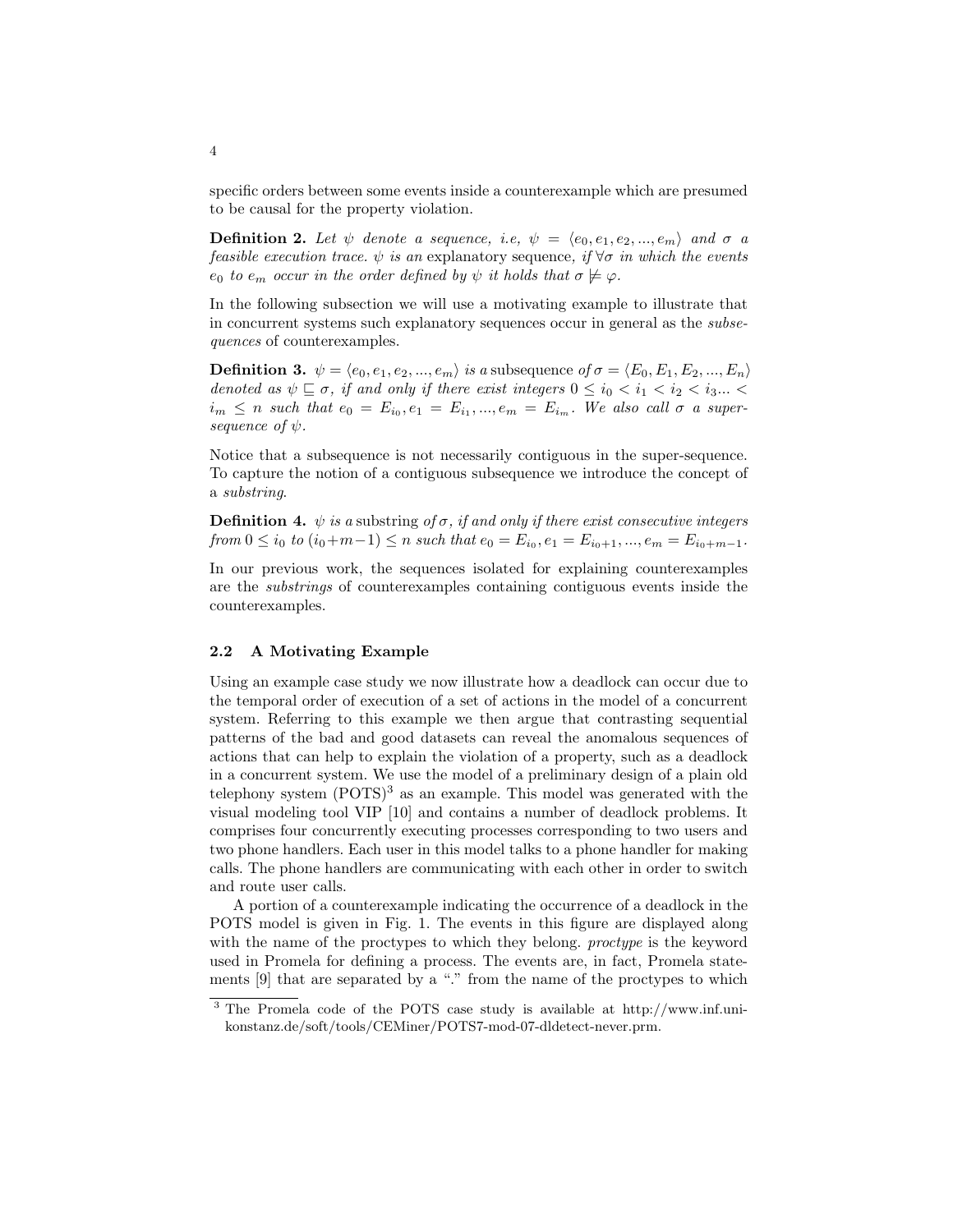specific orders between some events inside a counterexample which are presumed to be causal for the property violation.

**Definition 2.** *Let $\psi$ denote a sequence, i.e, $\psi = \langle e_0, e_1, e_2, ..., e_m \rangle$ and $\sigma$ a feasible execution trace. $\psi$ is an* explanatory sequence*, if $\forall \sigma$ in which the events $e_0$ to $e_m$ occur in the order defined by $\psi$ it holds that $\sigma \not\models \varphi$.*

In the following subsection we will use a motivating example to illustrate that in concurrent systems such explanatory sequences occur in general as the *subsequences* of counterexamples.

**Definition 3.** *$\psi = \langle e_0, e_1, e_2, ..., e_m \rangle$ is a* subsequence *of $\sigma = \langle E_0, E_1, E_2, ..., E_n \rangle$ denoted as $\psi \sqsubseteq \sigma$, if and only if there exist integers $0 \leq i_0 < i_1 < i_2 < i_3 ... < i_m \leq n$ such that $e_0 = E_{i_0}, e_1 = E_{i_1}, ..., e_m = E_{i_m}$. We also call $\sigma$ a super-sequence of $\psi$.*

Notice that a subsequence is not necessarily contiguous in the super-sequence. To capture the notion of a contiguous subsequence we introduce the concept of a *substring*.

**Definition 4.** *$\psi$ is a* substring *of $\sigma$, if and only if there exist consecutive integers from $0 \leq i_0$ to $(i_0 + m - 1) \leq n$ such that $e_0 = E_{i_0}, e_1 = E_{i_0+1}, ..., e_m = E_{i_0+m-1}$.*

In our previous work, the sequences isolated for explaining counterexamples are the *substrings* of counterexamples containing contiguous events inside the counterexamples.

### 2.2 A Motivating Example

Using an example case study we now illustrate how a deadlock can occur due to the temporal order of execution of a set of actions in the model of a concurrent system. Referring to this example we then argue that contrasting sequential patterns of the bad and good datasets can reveal the anomalous sequences of actions that can help to explain the violation of a property, such as a deadlock in a concurrent system. We use the model of a preliminary design of a plain old telephony system (POTS)[3] as an example. This model was generated with the visual modeling tool VIP [10] and contains a number of deadlock problems. It comprises four concurrently executing processes corresponding to two users and two phone handlers. Each user in this model talks to a phone handler for making calls. The phone handlers are communicating with each other in order to switch and route user calls.

A portion of a counterexample indicating the occurrence of a deadlock in the POTS model is given in Fig. 1. The events in this figure are displayed along with the name of the proctypes to which they belong. *proctype* is the keyword used in Promela for defining a process. The events are, in fact, Promela statements [9] that are separated by a "." from the name of the proctypes to which

[3] The Promela code of the POTS case study is available at http://www.inf.uni-konstanz.de/soft/tools/CEMiner/POTS7-mod-07-dldetect-never.prm.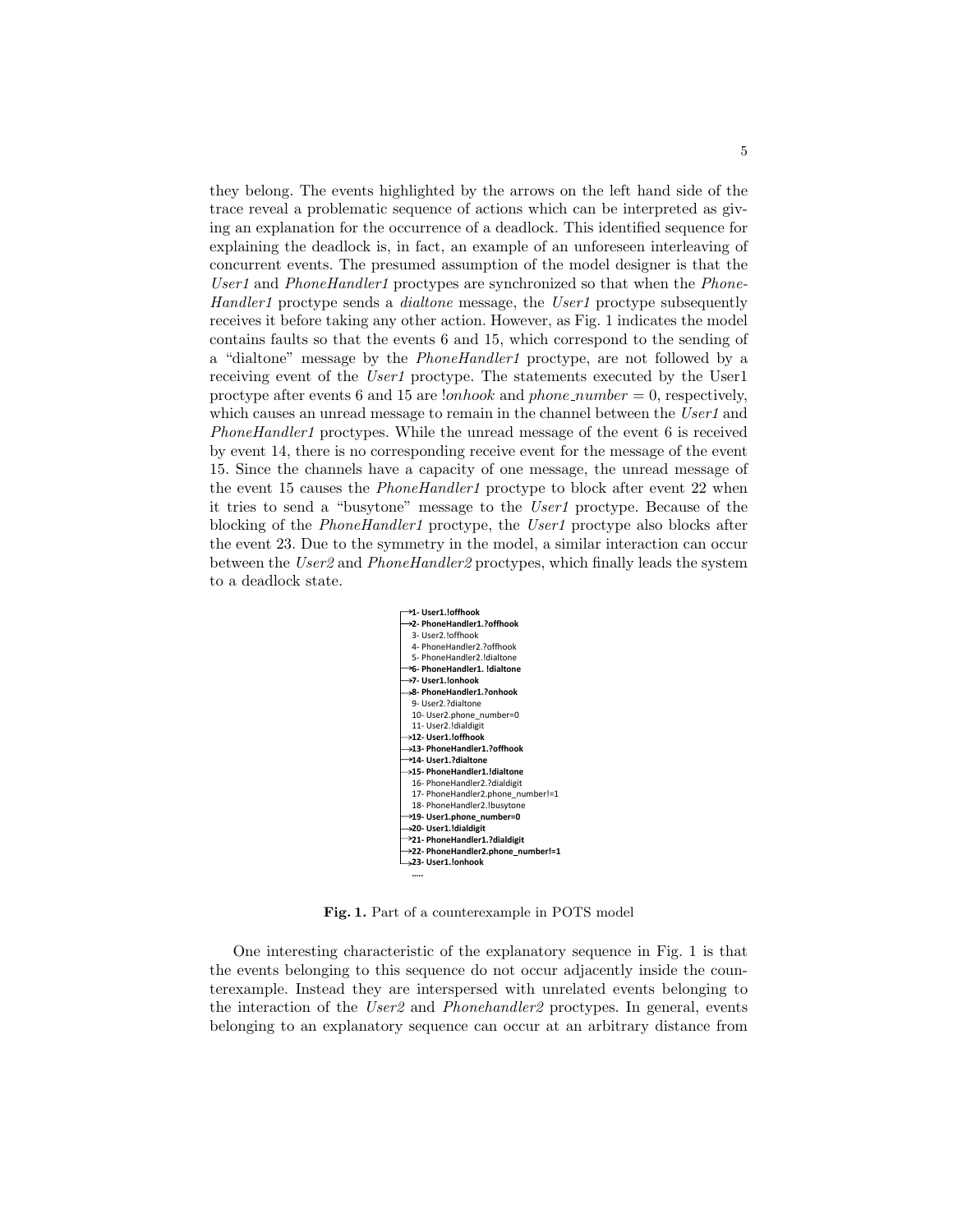they belong. The events highlighted by the arrows on the left hand side of the trace reveal a problematic sequence of actions which can be interpreted as giving an explanation for the occurrence of a deadlock. This identified sequence for explaining the deadlock is, in fact, an example of an unforeseen interleaving of concurrent events. The presumed assumption of the model designer is that the *User1* and *PhoneHandler1* proctypes are synchronized so that when the *PhoneHandler1* proctype sends a *dialtone* message, the *User1* proctype subsequently receives it before taking any other action. However, as Fig. 1 indicates the model contains faults so that the events 6 and 15, which correspond to the sending of a "dialtone" message by the *PhoneHandler1* proctype, are not followed by a receiving event of the *User1* proctype. The statements executed by the User1 proctype after events 6 and 15 are *!onhook* and *phone_number* = 0, respectively, which causes an unread message to remain in the channel between the *User1* and *PhoneHandler1* proctypes. While the unread message of the event 6 is received by event 14, there is no corresponding receive event for the message of the event 15. Since the channels have a capacity of one message, the unread message of the event 15 causes the *PhoneHandler1* proctype to block after event 22 when it tries to send a "busytone" message to the *User1* proctype. Because of the blocking of the *PhoneHandler1* proctype, the *User1* proctype also blocks after the event 23. Due to the symmetry in the model, a similar interaction can occur between the *User2* and *PhoneHandler2* proctypes, which finally leads the system to a deadlock state.

```
→ 1- User1.!offhook
→ 2- PhoneHandler1.?offhook
  3- User2.!offhook
  4- PhoneHandler2.?offhook
  5- PhoneHandler2.!dialtone
→ 6- PhoneHandler1. !dialtone
→ 7- User1.!onhook
→ 8- PhoneHandler1.?onhook
  9- User2.?dialtone
  10- User2.phone_number=0
  11- User2.!dialdigit
→ 12- User1.!offhook
→ 13- PhoneHandler1.?offhook
→ 14- User1.?dialtone
→ 15- PhoneHandler1.!dialtone
  16- PhoneHandler2.?dialdigit
  17- PhoneHandler2.phone_number!=1
  18- PhoneHandler2.!busytone
→ 19- User1.phone_number=0
→ 20- User1.!dialdigit
→ 21- PhoneHandler1.?dialdigit
→ 22- PhoneHandler2.phone_number!=1
→ 23- User1.!onhook
  .....
```

**Fig. 1.** Part of a counterexample in POTS model

One interesting characteristic of the explanatory sequence in Fig. 1 is that the events belonging to this sequence do not occur adjacently inside the counterexample. Instead they are interspersed with unrelated events belonging to the interaction of the *User2* and *Phonehandler2* proctypes. In general, events belonging to an explanatory sequence can occur at an arbitrary distance from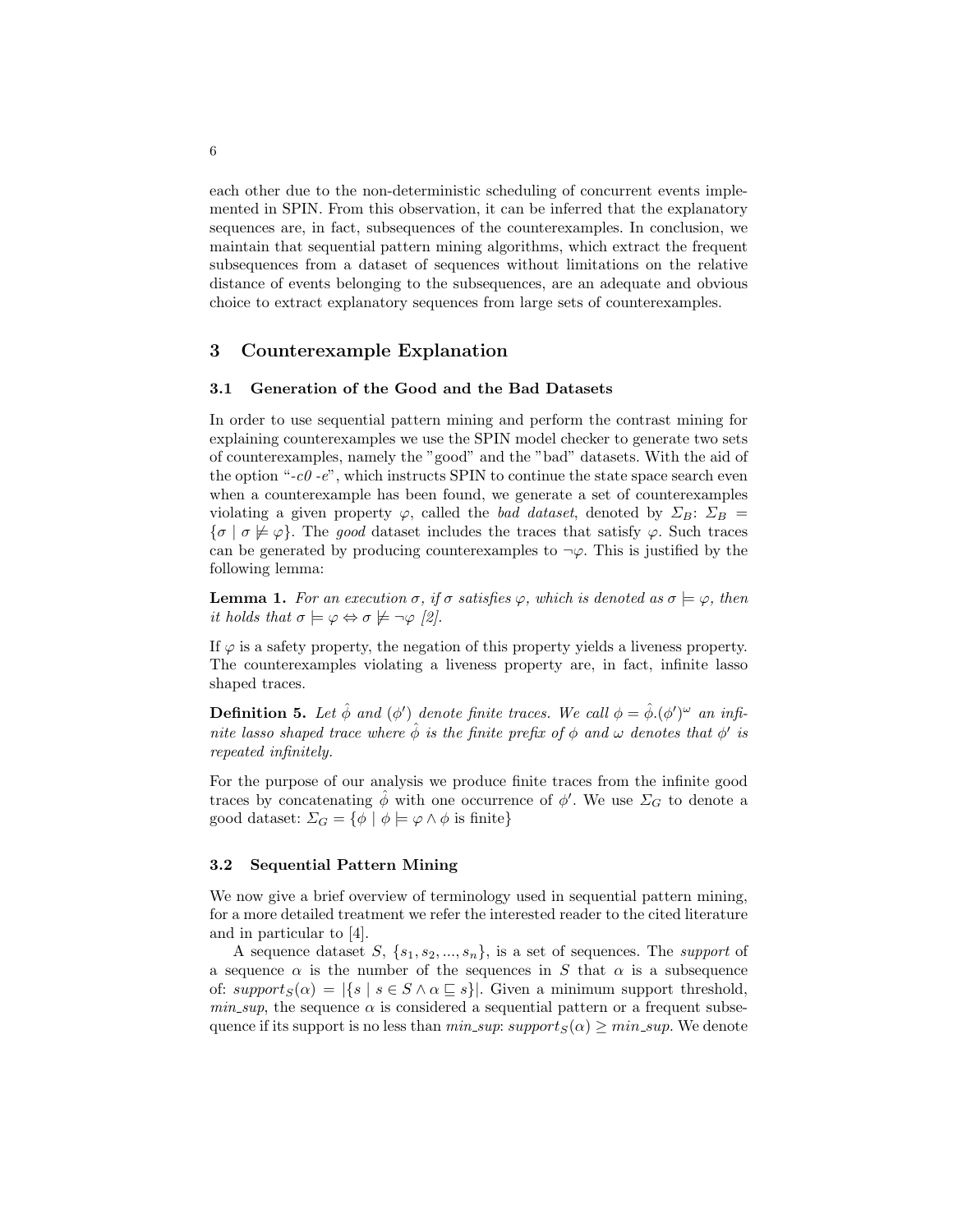each other due to the non-deterministic scheduling of concurrent events implemented in SPIN. From this observation, it can be inferred that the explanatory sequences are, in fact, subsequences of the counterexamples. In conclusion, we maintain that sequential pattern mining algorithms, which extract the frequent subsequences from a dataset of sequences without limitations on the relative distance of events belonging to the subsequences, are an adequate and obvious choice to extract explanatory sequences from large sets of counterexamples.

## 3 Counterexample Explanation

### 3.1 Generation of the Good and the Bad Datasets

In order to use sequential pattern mining and perform the contrast mining for explaining counterexamples we use the SPIN model checker to generate two sets of counterexamples, namely the "good" and the "bad" datasets. With the aid of the option "*-c0 -e*", which instructs SPIN to continue the state space search even when a counterexample has been found, we generate a set of counterexamples violating a given property $\varphi$, called the *bad dataset*, denoted by $\Sigma_B$: $\Sigma_B = \{\sigma \mid \sigma \not\models \varphi\}$. The *good* dataset includes the traces that satisfy $\varphi$. Such traces can be generated by producing counterexamples to $\neg\varphi$. This is justified by the following lemma:

**Lemma 1.** *For an execution $\sigma$, if $\sigma$ satisfies $\varphi$, which is denoted as $\sigma \models \varphi$, then it holds that $\sigma \models \varphi \Leftrightarrow \sigma \not\models \neg\varphi$ [2].*

If $\varphi$ is a safety property, the negation of this property yields a liveness property. The counterexamples violating a liveness property are, in fact, infinite lasso shaped traces.

**Definition 5.** *Let $\hat{\phi}$ and $(\phi')$ denote finite traces. We call $\phi = \hat{\phi}.(\phi')^{\omega}$ an infinite lasso shaped trace where $\hat{\phi}$ is the finite prefix of $\phi$ and $\omega$ denotes that $\phi'$ is repeated infinitely.*

For the purpose of our analysis we produce finite traces from the infinite good traces by concatenating $\hat{\phi}$ with one occurrence of $\phi'$. We use $\Sigma_G$ to denote a good dataset: $\Sigma_G = \{\phi \mid \phi \models \varphi \wedge \phi \text{ is finite}\}$

### 3.2 Sequential Pattern Mining

We now give a brief overview of terminology used in sequential pattern mining, for a more detailed treatment we refer the interested reader to the cited literature and in particular to [4].

A sequence dataset $S$, $\{s_1, s_2, ..., s_n\}$, is a set of sequences. The *support* of a sequence $\alpha$ is the number of the sequences in $S$ that $\alpha$ is a subsequence of: $support_S(\alpha) = |\{s \mid s \in S \wedge \alpha \sqsubseteq s\}|$. Given a minimum support threshold, $min\_sup$, the sequence $\alpha$ is considered a sequential pattern or a frequent subsequence if its support is no less than $min\_sup$: $support_S(\alpha) \geq min\_sup$. We denote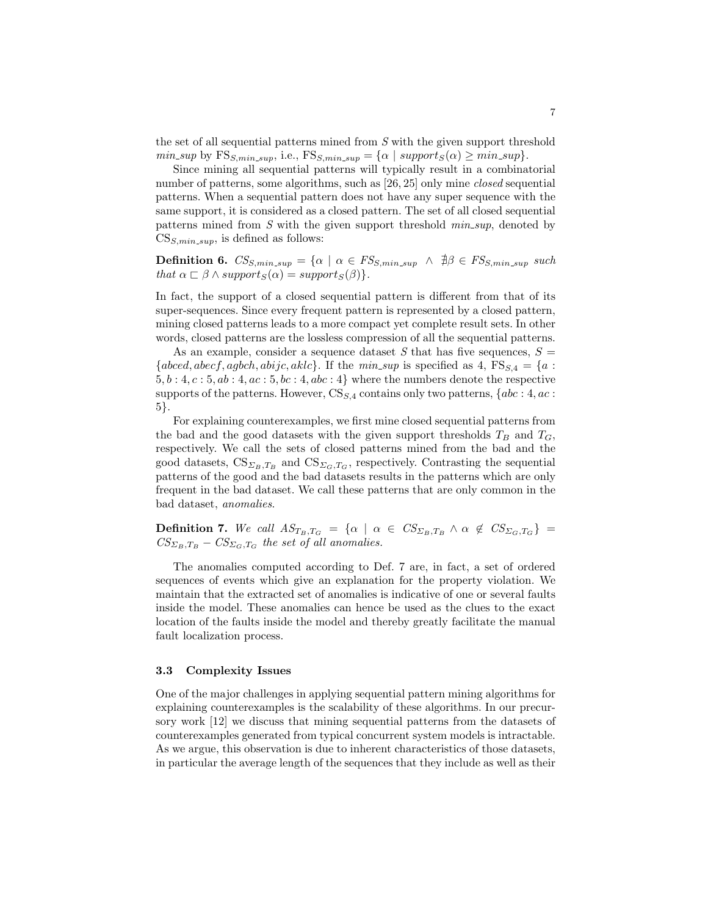the set of all sequential patterns mined from $S$ with the given support threshold $min\_sup$ by $\mathrm{FS}_{S,min\_sup}$, i.e., $\mathrm{FS}_{S,min\_sup} = \{\alpha \mid support_S(\alpha) \geq min\_sup\}$.

Since mining all sequential patterns will typically result in a combinatorial number of patterns, some algorithms, such as [26, 25] only mine *closed* sequential patterns. When a sequential pattern does not have any super sequence with the same support, it is considered as a closed pattern. The set of all closed sequential patterns mined from $S$ with the given support threshold $min\_sup$, denoted by $\mathrm{CS}_{S,min\_sup}$, is defined as follows:

**Definition 6.** *$CS_{S,min\_sup} = \{\alpha \mid \alpha \in FS_{S,min\_sup} \;\wedge\; \nexists\beta \in FS_{S,min\_sup}$ such that $\alpha \sqsubset \beta \wedge support_S(\alpha) = support_S(\beta)\}$.*

In fact, the support of a closed sequential pattern is different from that of its super-sequences. Since every frequent pattern is represented by a closed pattern, mining closed patterns leads to a more compact yet complete result sets. In other words, closed patterns are the lossless compression of all the sequential patterns.

As an example, consider a sequence dataset $S$ that has five sequences, $S = \{abced, abecf, agbch, abijc, aklc\}$. If the $min\_sup$ is specified as 4, $\mathrm{FS}_{S,4} = \{a : 5, b : 4, c : 5, ab : 4, ac : 5, bc : 4, abc : 4\}$ where the numbers denote the respective supports of the patterns. However, $\mathrm{CS}_{S,4}$ contains only two patterns, $\{abc : 4, ac : 5\}$.

For explaining counterexamples, we first mine closed sequential patterns from the bad and the good datasets with the given support thresholds $T_B$ and $T_G$, respectively. We call the sets of closed patterns mined from the bad and the good datasets, $\mathrm{CS}_{\Sigma_B,T_B}$ and $\mathrm{CS}_{\Sigma_G,T_G}$, respectively. Contrasting the sequential patterns of the good and the bad datasets results in the patterns which are only frequent in the bad dataset. We call these patterns that are only common in the bad dataset, *anomalies*.

**Definition 7.** *We call $AS_{T_B,T_G} = \{\alpha \mid \alpha \in CS_{\Sigma_B,T_B} \wedge \alpha \notin CS_{\Sigma_G,T_G}\} = CS_{\Sigma_B,T_B} - CS_{\Sigma_G,T_G}$ the set of all anomalies.*

The anomalies computed according to Def. 7 are, in fact, a set of ordered sequences of events which give an explanation for the property violation. We maintain that the extracted set of anomalies is indicative of one or several faults inside the model. These anomalies can hence be used as the clues to the exact location of the faults inside the model and thereby greatly facilitate the manual fault localization process.

### 3.3 Complexity Issues

One of the major challenges in applying sequential pattern mining algorithms for explaining counterexamples is the scalability of these algorithms. In our precursory work [12] we discuss that mining sequential patterns from the datasets of counterexamples generated from typical concurrent system models is intractable. As we argue, this observation is due to inherent characteristics of those datasets, in particular the average length of the sequences that they include as well as their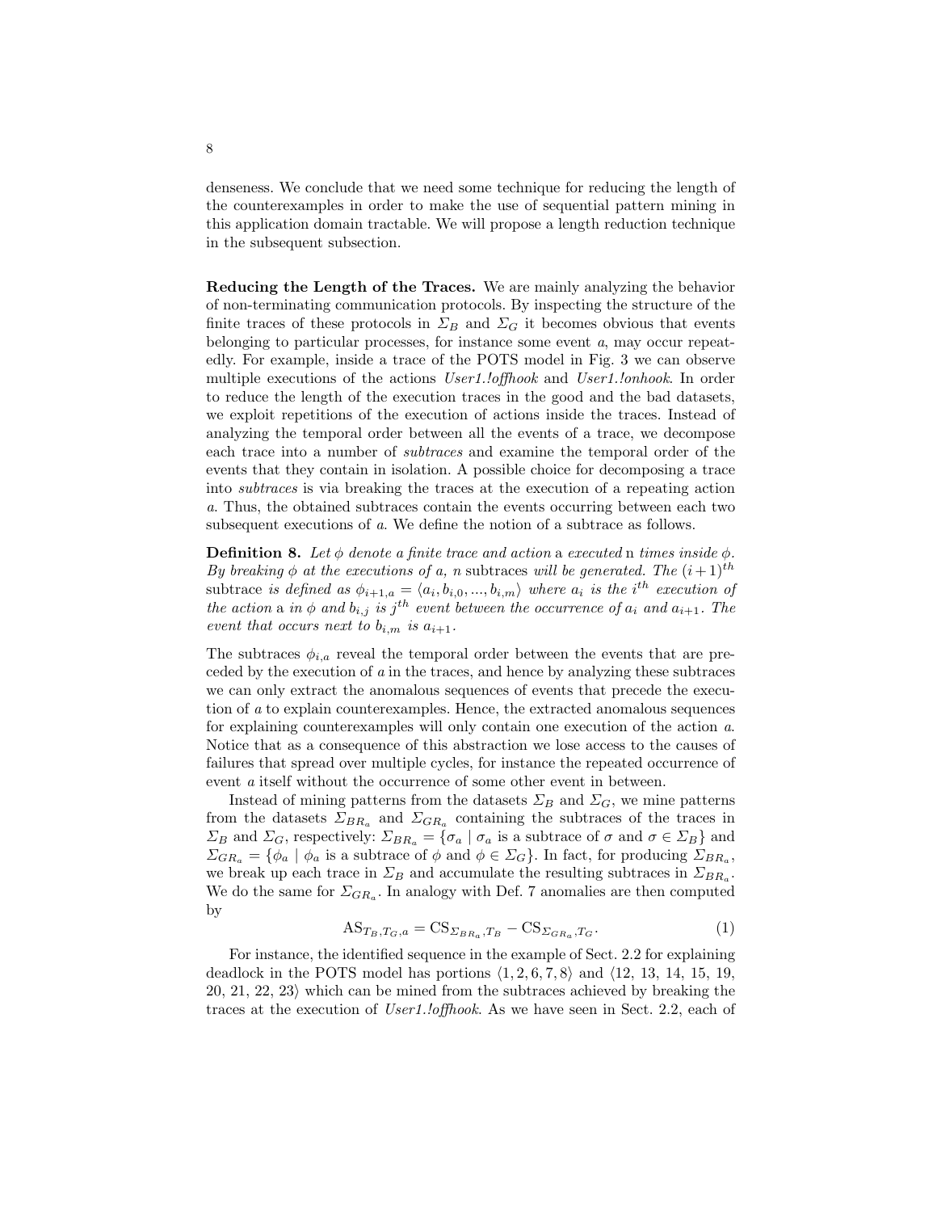denseness. We conclude that we need some technique for reducing the length of the counterexamples in order to make the use of sequential pattern mining in this application domain tractable. We will propose a length reduction technique in the subsequent subsection.

**Reducing the Length of the Traces.** We are mainly analyzing the behavior of non-terminating communication protocols. By inspecting the structure of the finite traces of these protocols in $\Sigma_B$ and $\Sigma_G$ it becomes obvious that events belonging to particular processes, for instance some event $a$, may occur repeatedly. For example, inside a trace of the POTS model in Fig. 3 we can observe multiple executions of the actions *User1.!offhook* and *User1.!onhook*. In order to reduce the length of the execution traces in the good and the bad datasets, we exploit repetitions of the execution of actions inside the traces. Instead of analyzing the temporal order between all the events of a trace, we decompose each trace into a number of *subtraces* and examine the temporal order of the events that they contain in isolation. A possible choice for decomposing a trace into *subtraces* is via breaking the traces at the execution of a repeating action $a$. Thus, the obtained subtraces contain the events occurring between each two subsequent executions of $a$. We define the notion of a subtrace as follows.

**Definition 8.** *Let $\phi$ denote a finite trace and action* a *executed* n *times inside $\phi$. By breaking $\phi$ at the executions of $a$, $n$* subtraces *will be generated. The $(i+1)^{th}$* subtrace *is defined as $\phi_{i+1,a} = \langle a_i, b_{i,0}, ..., b_{i,m} \rangle$ where $a_i$ is the $i^{th}$ execution of the action* a *in $\phi$ and $b_{i,j}$ is $j^{th}$ event between the occurrence of $a_i$ and $a_{i+1}$. The event that occurs next to $b_{i,m}$ is $a_{i+1}$.*

The subtraces $\phi_{i,a}$ reveal the temporal order between the events that are preceded by the execution of $a$ in the traces, and hence by analyzing these subtraces we can only extract the anomalous sequences of events that precede the execution of $a$ to explain counterexamples. Hence, the extracted anomalous sequences for explaining counterexamples will only contain one execution of the action $a$. Notice that as a consequence of this abstraction we lose access to the causes of failures that spread over multiple cycles, for instance the repeated occurrence of event $a$ itself without the occurrence of some other event in between.

Instead of mining patterns from the datasets $\Sigma_B$ and $\Sigma_G$, we mine patterns from the datasets $\Sigma_{BR_a}$ and $\Sigma_{GR_a}$ containing the subtraces of the traces in $\Sigma_B$ and $\Sigma_G$, respectively: $\Sigma_{BR_a} = \{\sigma_a \mid \sigma_a \text{ is a subtrace of } \sigma \text{ and } \sigma \in \Sigma_B\}$ and $\Sigma_{GR_a} = \{\phi_a \mid \phi_a \text{ is a subtrace of } \phi \text{ and } \phi \in \Sigma_G\}$. In fact, for producing $\Sigma_{BR_a}$, we break up each trace in $\Sigma_B$ and accumulate the resulting subtraces in $\Sigma_{BR_a}$. We do the same for $\Sigma_{GR_a}$. In analogy with Def. 7 anomalies are then computed by

$$\mathrm{AS}_{T_B,T_G,a} = \mathrm{CS}_{\Sigma_{BR_a},T_B} - \mathrm{CS}_{\Sigma_{GR_a},T_G}. \tag{1}$$

For instance, the identified sequence in the example of Sect. 2.2 for explaining deadlock in the POTS model has portions $\langle 1, 2, 6, 7, 8 \rangle$ and $\langle 12, 13, 14, 15, 19, 20, 21, 22, 23 \rangle$ which can be mined from the subtraces achieved by breaking the traces at the execution of *User1.!offhook*. As we have seen in Sect. 2.2, each of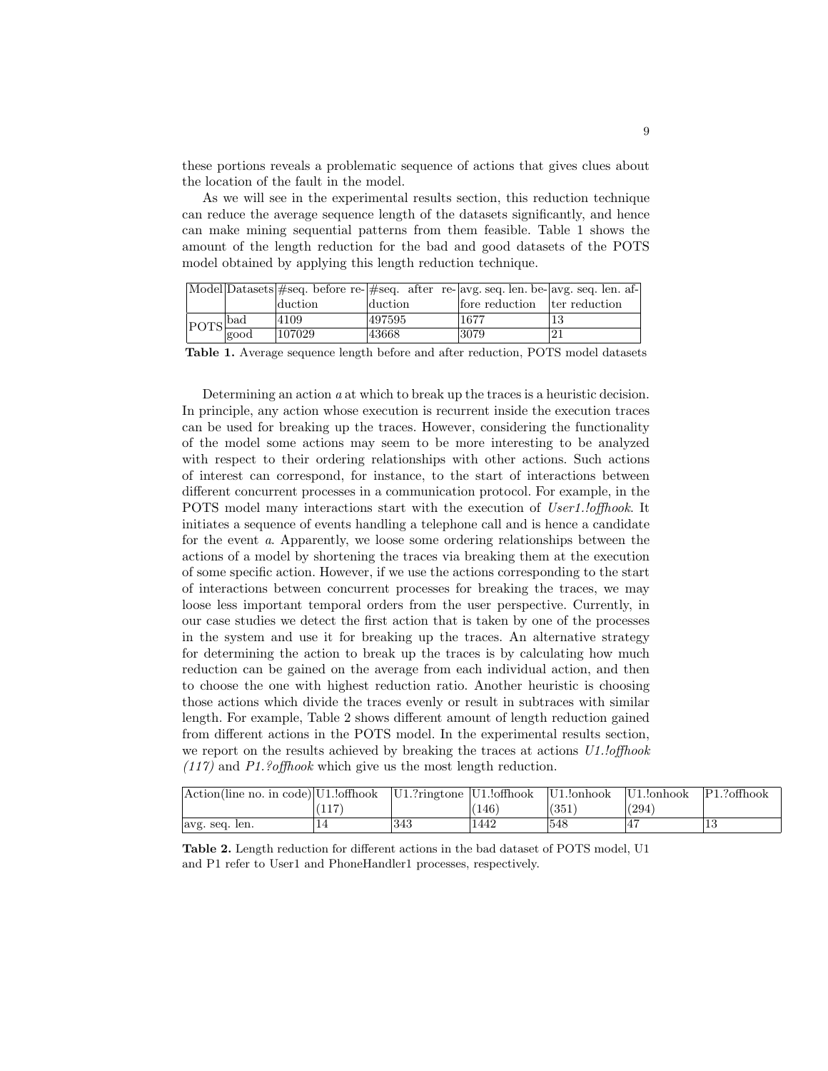these portions reveals a problematic sequence of actions that gives clues about the location of the fault in the model.

As we will see in the experimental results section, this reduction technique can reduce the average sequence length of the datasets significantly, and hence can make mining sequential patterns from them feasible. Table 1 shows the amount of the length reduction for the bad and good datasets of the POTS model obtained by applying this length reduction technique.

| Model | Datasets | #seq. before reduction | #seq. after reduction | avg. seq. len. before reduction | avg. seq. len. after reduction |
|---|---|---|---|---|---|
| POTS | bad | 4109 | 497595 | 1677 | 13 |
| | good | 107029 | 43668 | 3079 | 21 |

**Table 1.** Average sequence length before and after reduction, POTS model datasets

Determining an action $a$ at which to break up the traces is a heuristic decision. In principle, any action whose execution is recurrent inside the execution traces can be used for breaking up the traces. However, considering the functionality of the model some actions may seem to be more interesting to be analyzed with respect to their ordering relationships with other actions. Such actions of interest can correspond, for instance, to the start of interactions between different concurrent processes in a communication protocol. For example, in the POTS model many interactions start with the execution of *User1.!offhook*. It initiates a sequence of events handling a telephone call and is hence a candidate for the event $a$. Apparently, we loose some ordering relationships between the actions of a model by shortening the traces via breaking them at the execution of some specific action. However, if we use the actions corresponding to the start of interactions between concurrent processes for breaking the traces, we may loose less important temporal orders from the user perspective. Currently, in our case studies we detect the first action that is taken by one of the processes in the system and use it for breaking up the traces. An alternative strategy for determining the action to break up the traces is by calculating how much reduction can be gained on the average from each individual action, and then to choose the one with highest reduction ratio. Another heuristic is choosing those actions which divide the traces evenly or result in subtraces with similar length. For example, Table 2 shows different amount of length reduction gained from different actions in the POTS model. In the experimental results section, we report on the results achieved by breaking the traces at actions *U1.!offhook (117)* and *P1.?offhook* which give us the most length reduction.

| Action(line no. in code) | U1.!offhook (117) | U1.?ringtone | U1.!offhook (146) | U1.!onhook (351) | U1.!onhook (294) | P1.?offhook |
|---|---|---|---|---|---|---|
| avg. seq. len. | 14 | 343 | 1442 | 548 | 47 | 13 |

**Table 2.** Length reduction for different actions in the bad dataset of POTS model, U1 and P1 refer to User1 and PhoneHandler1 processes, respectively.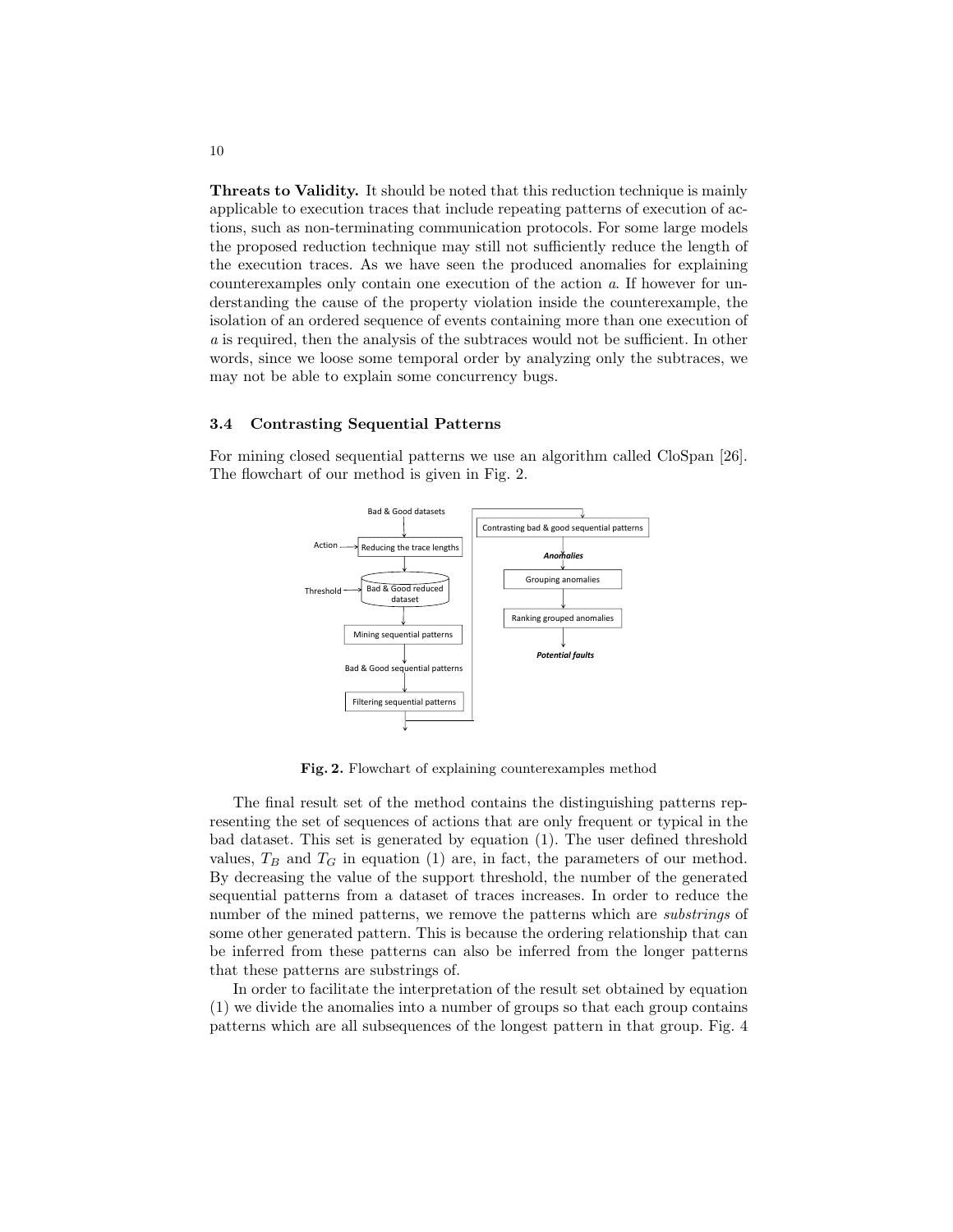**Threats to Validity.** It should be noted that this reduction technique is mainly applicable to execution traces that include repeating patterns of execution of actions, such as non-terminating communication protocols. For some large models the proposed reduction technique may still not sufficiently reduce the length of the execution traces. As we have seen the produced anomalies for explaining counterexamples only contain one execution of the action $a$. If however for understanding the cause of the property violation inside the counterexample, the isolation of an ordered sequence of events containing more than one execution of $a$ is required, then the analysis of the subtraces would not be sufficient. In other words, since we loose some temporal order by analyzing only the subtraces, we may not be able to explain some concurrency bugs.

### 3.4 Contrasting Sequential Patterns

For mining closed sequential patterns we use an algorithm called CloSpan [26]. The flowchart of our method is given in Fig. 2.

Fig. 2. Flowchart of explaining counterexamples method

The final result set of the method contains the distinguishing patterns representing the set of sequences of actions that are only frequent or typical in the bad dataset. This set is generated by equation (1). The user defined threshold values, $T_B$ and $T_G$ in equation (1) are, in fact, the parameters of our method. By decreasing the value of the support threshold, the number of the generated sequential patterns from a dataset of traces increases. In order to reduce the number of the mined patterns, we remove the patterns which are *substrings* of some other generated pattern. This is because the ordering relationship that can be inferred from these patterns can also be inferred from the longer patterns that these patterns are substrings of.

In order to facilitate the interpretation of the result set obtained by equation (1) we divide the anomalies into a number of groups so that each group contains patterns which are all subsequences of the longest pattern in that group. Fig. 4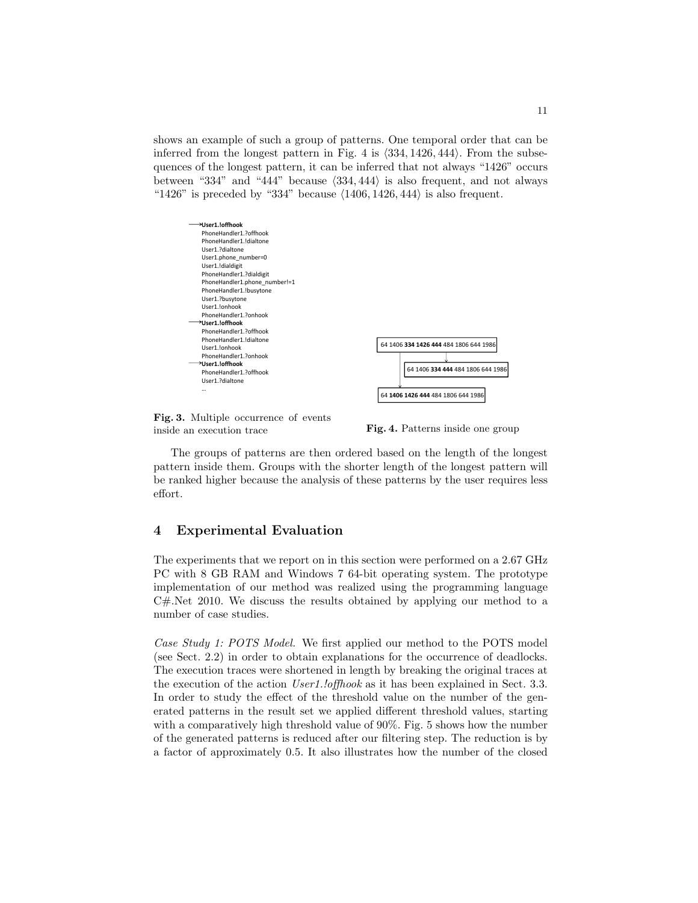shows an example of such a group of patterns. One temporal order that can be inferred from the longest pattern in Fig. 4 is $\langle 334, 1426, 444 \rangle$. From the subsequences of the longest pattern, it can be inferred that not always "1426" occurs between "334" and "444" because $\langle 334, 444 \rangle$ is also frequent, and not always "1426" is preceded by "334" because $\langle 1406, 1426, 444 \rangle$ is also frequent.

```
→ User1.!offhook
  PhoneHandler1.?offhook
  PhoneHandler1.!dialtone
  User1.?dialtone
  User1.phone_number=0
  User1.!dialdigit
  PhoneHandler1.?dialdigit
  PhoneHandler1.phone_number!=1
  PhoneHandler1.!busytone
  User1.?busytone
  User1.!onhook
  PhoneHandler1.?onhook
→ User1.!offhook
  PhoneHandler1.?offhook
  PhoneHandler1.!dialtone
  User1.!onhook
  PhoneHandler1.?onhook
→ User1.!offhook
  PhoneHandler1.?offhook
  User1.?dialtone
  ...
```

**Fig. 3.** Multiple occurrence of events inside an execution trace

64 1406 **334 1426 444** 484 1806 644 1986

64 1406 **334 444** 484 1806 644 1986

64 **1406 1426 444** 484 1806 644 1986

**Fig. 4.** Patterns inside one group

The groups of patterns are then ordered based on the length of the longest pattern inside them. Groups with the shorter length of the longest pattern will be ranked higher because the analysis of these patterns by the user requires less effort.

## 4 Experimental Evaluation

The experiments that we report on in this section were performed on a 2.67 GHz PC with 8 GB RAM and Windows 7 64-bit operating system. The prototype implementation of our method was realized using the programming language C#.Net 2010. We discuss the results obtained by applying our method to a number of case studies.

*Case Study 1: POTS Model.* We first applied our method to the POTS model (see Sect. 2.2) in order to obtain explanations for the occurrence of deadlocks. The execution traces were shortened in length by breaking the original traces at the execution of the action *User1.!offhook* as it has been explained in Sect. 3.3. In order to study the effect of the threshold value on the number of the generated patterns in the result set we applied different threshold values, starting with a comparatively high threshold value of 90%. Fig. 5 shows how the number of the generated patterns is reduced after our filtering step. The reduction is by a factor of approximately 0.5. It also illustrates how the number of the closed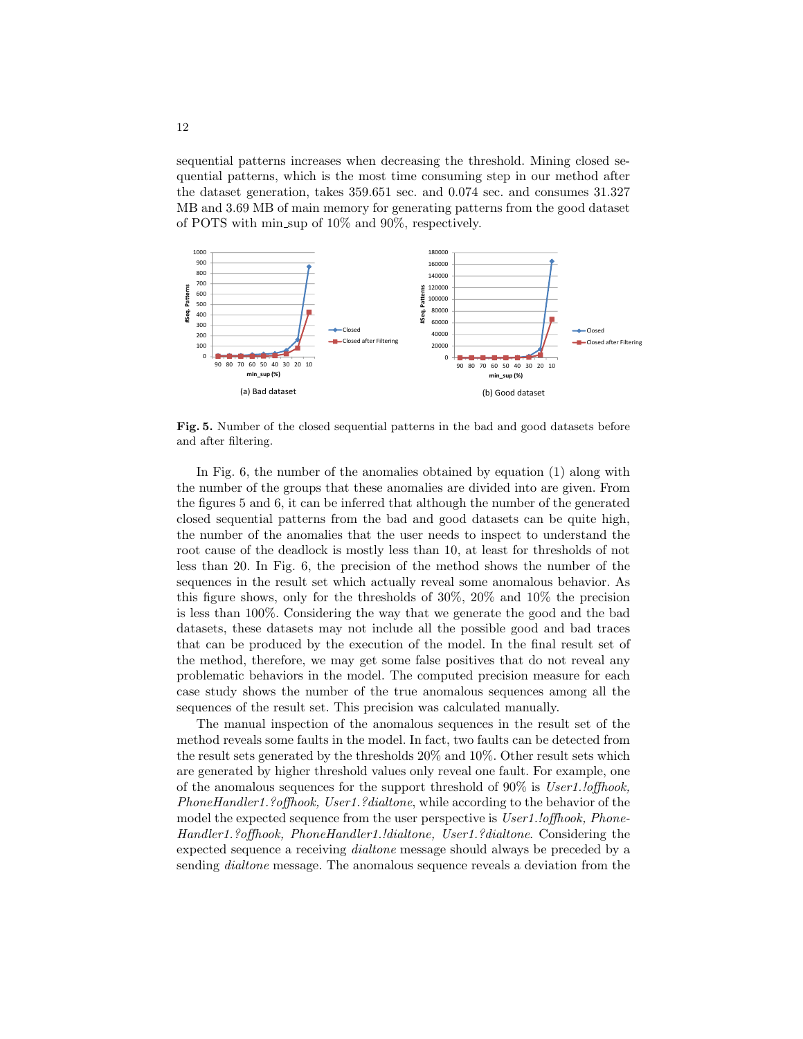sequential patterns increases when decreasing the threshold. Mining closed sequential patterns, which is the most time consuming step in our method after the dataset generation, takes 359.651 sec. and 0.074 sec. and consumes 31.327 MB and 3.69 MB of main memory for generating patterns from the good dataset of POTS with min_sup of 10% and 90%, respectively.

**Fig. 5.** Number of the closed sequential patterns in the bad and good datasets before and after filtering.

In Fig. 6, the number of the anomalies obtained by equation (1) along with the number of the groups that these anomalies are divided into are given. From the figures 5 and 6, it can be inferred that although the number of the generated closed sequential patterns from the bad and good datasets can be quite high, the number of the anomalies that the user needs to inspect to understand the root cause of the deadlock is mostly less than 10, at least for thresholds of not less than 20. In Fig. 6, the precision of the method shows the number of the sequences in the result set which actually reveal some anomalous behavior. As this figure shows, only for the thresholds of 30%, 20% and 10% the precision is less than 100%. Considering the way that we generate the good and the bad datasets, these datasets may not include all the possible good and bad traces that can be produced by the execution of the model. In the final result set of the method, therefore, we may get some false positives that do not reveal any problematic behaviors in the model. The computed precision measure for each case study shows the number of the true anomalous sequences among all the sequences of the result set. This precision was calculated manually.

The manual inspection of the anomalous sequences in the result set of the method reveals some faults in the model. In fact, two faults can be detected from the result sets generated by the thresholds 20% and 10%. Other result sets which are generated by higher threshold values only reveal one fault. For example, one of the anomalous sequences for the support threshold of 90% is *User1.!offhook, PhoneHandler1.?offhook, User1.?dialtone*, while according to the behavior of the model the expected sequence from the user perspective is *User1.!offhook, PhoneHandler1.?offhook, PhoneHandler1.!dialtone, User1.?dialtone*. Considering the expected sequence a receiving *dialtone* message should always be preceded by a sending *dialtone* message. The anomalous sequence reveals a deviation from the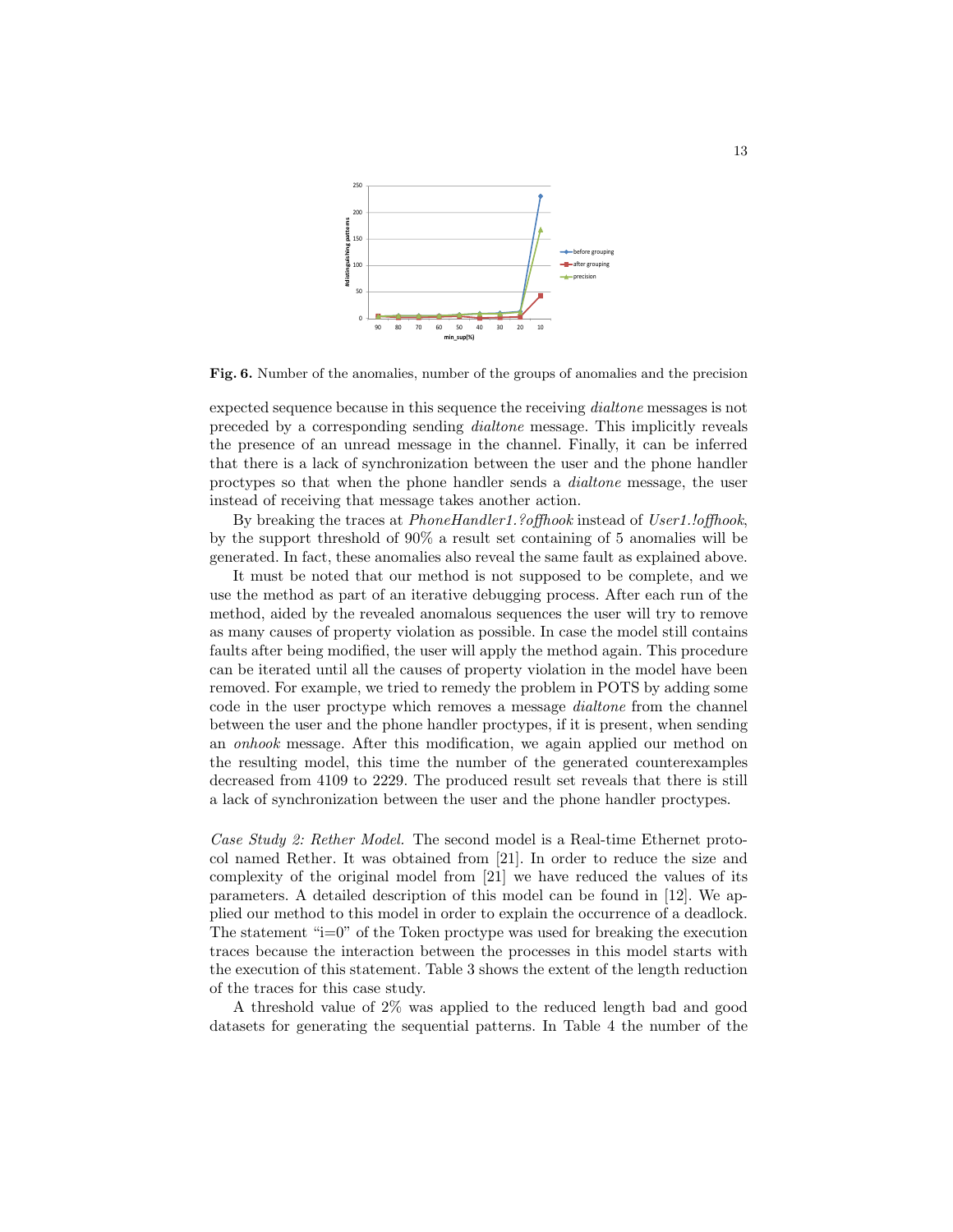250
200
150
100
50
0

#distinguishing patterns

90 80 70 60 50 40 30 20 10

min_sup(%)

before grouping
after grouping
precision

**Fig. 6.** Number of the anomalies, number of the groups of anomalies and the precision

expected sequence because in this sequence the receiving *dialtone* messages is not preceded by a corresponding sending *dialtone* message. This implicitly reveals the presence of an unread message in the channel. Finally, it can be inferred that there is a lack of synchronization between the user and the phone handler proctypes so that when the phone handler sends a *dialtone* message, the user instead of receiving that message takes another action.

By breaking the traces at *PhoneHandler1.?offhook* instead of *User1.!offhook*, by the support threshold of 90% a result set containing of 5 anomalies will be generated. In fact, these anomalies also reveal the same fault as explained above.

It must be noted that our method is not supposed to be complete, and we use the method as part of an iterative debugging process. After each run of the method, aided by the revealed anomalous sequences the user will try to remove as many causes of property violation as possible. In case the model still contains faults after being modified, the user will apply the method again. This procedure can be iterated until all the causes of property violation in the model have been removed. For example, we tried to remedy the problem in POTS by adding some code in the user proctype which removes a message *dialtone* from the channel between the user and the phone handler proctypes, if it is present, when sending an *onhook* message. After this modification, we again applied our method on the resulting model, this time the number of the generated counterexamples decreased from 4109 to 2229. The produced result set reveals that there is still a lack of synchronization between the user and the phone handler proctypes.

*Case Study 2: Rether Model.* The second model is a Real-time Ethernet protocol named Rether. It was obtained from [21]. In order to reduce the size and complexity of the original model from [21] we have reduced the values of its parameters. A detailed description of this model can be found in [12]. We applied our method to this model in order to explain the occurrence of a deadlock. The statement "i=0" of the Token proctype was used for breaking the execution traces because the interaction between the processes in this model starts with the execution of this statement. Table 3 shows the extent of the length reduction of the traces for this case study.

A threshold value of 2% was applied to the reduced length bad and good datasets for generating the sequential patterns. In Table 4 the number of the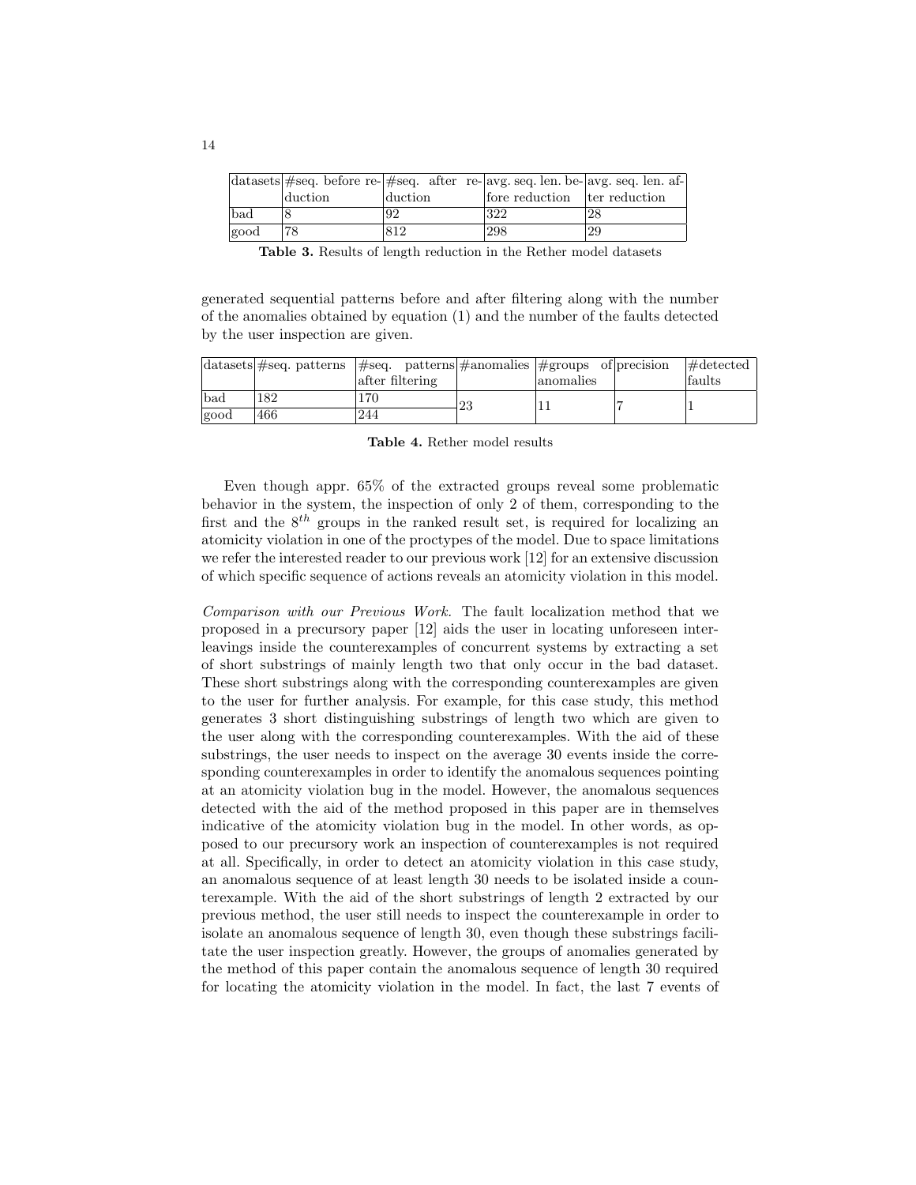| datasets | #seq. before reduction | #seq. after reduction | avg. seq. len. before reduction | avg. seq. len. after reduction |
|---|---|---|---|---|
| bad | 8 | 92 | 322 | 28 |
| good | 78 | 812 | 298 | 29 |

**Table 3.** Results of length reduction in the Rether model datasets

generated sequential patterns before and after filtering along with the number of the anomalies obtained by equation (1) and the number of the faults detected by the user inspection are given.

| datasets | #seq. patterns | #seq. patterns after filtering | #anomalies | #groups of anomalies | precision | #detected faults |
|---|---|---|---|---|---|---|
| bad | 182 | 170 | 23 | 11 | 7 | 1 |
| good | 466 | 244 | | | | |

**Table 4.** Rether model results

Even though appr. 65% of the extracted groups reveal some problematic behavior in the system, the inspection of only 2 of them, corresponding to the first and the $8^{th}$ groups in the ranked result set, is required for localizing an atomicity violation in one of the proctypes of the model. Due to space limitations we refer the interested reader to our previous work [12] for an extensive discussion of which specific sequence of actions reveals an atomicity violation in this model.

*Comparison with our Previous Work.* The fault localization method that we proposed in a precursory paper [12] aids the user in locating unforeseen interleavings inside the counterexamples of concurrent systems by extracting a set of short substrings of mainly length two that only occur in the bad dataset. These short substrings along with the corresponding counterexamples are given to the user for further analysis. For example, for this case study, this method generates 3 short distinguishing substrings of length two which are given to the user along with the corresponding counterexamples. With the aid of these substrings, the user needs to inspect on the average 30 events inside the corresponding counterexamples in order to identify the anomalous sequences pointing at an atomicity violation bug in the model. However, the anomalous sequences detected with the aid of the method proposed in this paper are in themselves indicative of the atomicity violation bug in the model. In other words, as opposed to our precursory work an inspection of counterexamples is not required at all. Specifically, in order to detect an atomicity violation in this case study, an anomalous sequence of at least length 30 needs to be isolated inside a counterexample. With the aid of the short substrings of length 2 extracted by our previous method, the user still needs to inspect the counterexample in order to isolate an anomalous sequence of length 30, even though these substrings facilitate the user inspection greatly. However, the groups of anomalies generated by the method of this paper contain the anomalous sequence of length 30 required for locating the atomicity violation in the model. In fact, the last 7 events of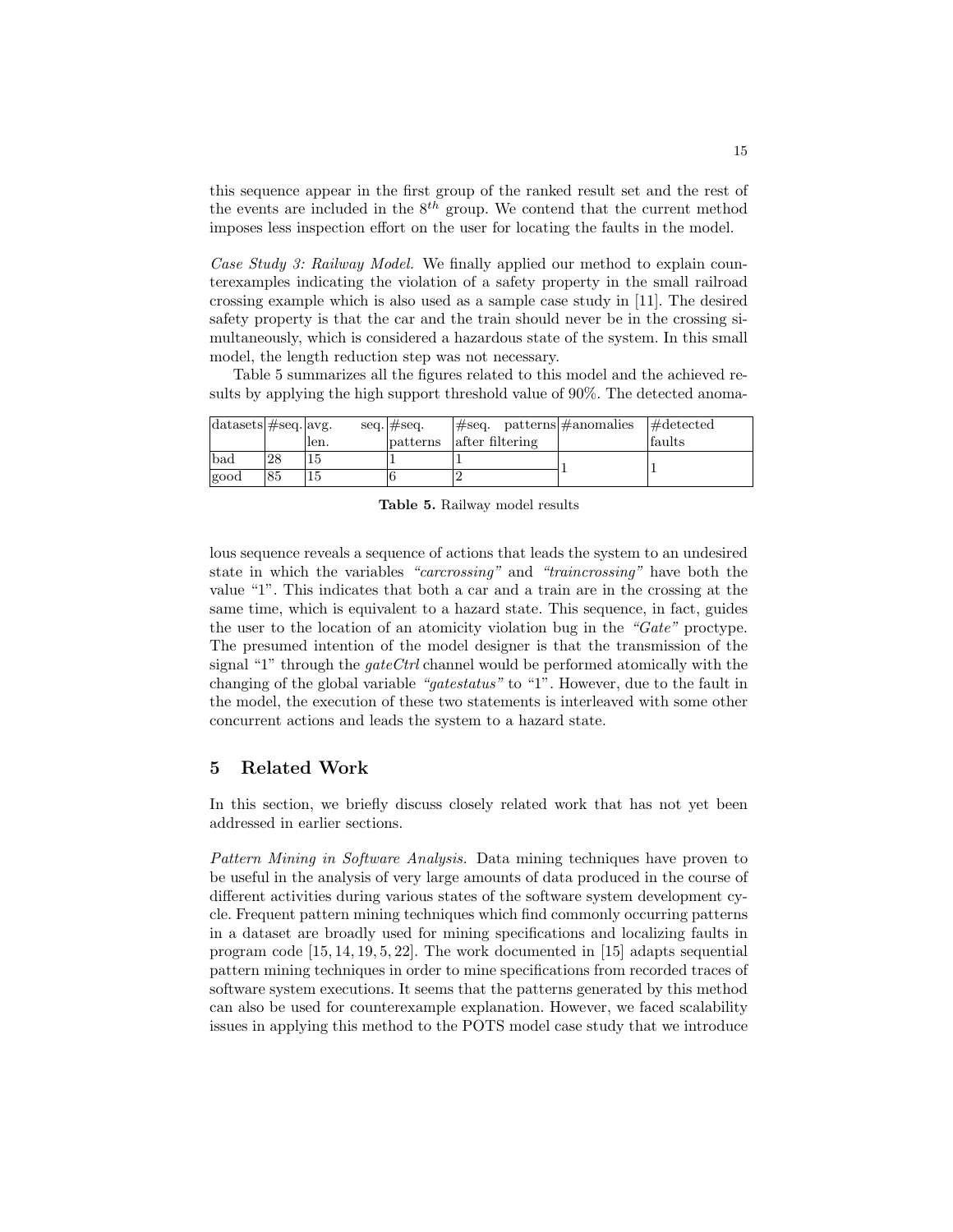this sequence appear in the first group of the ranked result set and the rest of the events are included in the $8^{th}$ group. We contend that the current method imposes less inspection effort on the user for locating the faults in the model.

*Case Study 3: Railway Model.* We finally applied our method to explain counterexamples indicating the violation of a safety property in the small railroad crossing example which is also used as a sample case study in [11]. The desired safety property is that the car and the train should never be in the crossing simultaneously, which is considered a hazardous state of the system. In this small model, the length reduction step was not necessary.

Table 5 summarizes all the figures related to this model and the achieved results by applying the high support threshold value of 90%. The detected anomalous sequence reveals a sequence of actions that leads the system to an undesired state in which the variables *"carcrossing"* and *"traincrossing"* have both the value "1". This indicates that both a car and a train are in the crossing at the same time, which is equivalent to a hazard state. This sequence, in fact, guides the user to the location of an atomicity violation bug in the *"Gate"* proctype. The presumed intention of the model designer is that the transmission of the signal "1" through the *gateCtrl* channel would be performed atomically with the changing of the global variable *"gatestatus"* to "1". However, due to the fault in the model, the execution of these two statements is interleaved with some other concurrent actions and leads the system to a hazard state.

| datasets | #seq. | avg. seq. len. | #seq. patterns | #seq. patterns after filtering | #anomalies | #detected faults |
|---|---|---|---|---|---|---|
| bad | 28 | 15 | 1 | 1 | 1 | 1 |
| good | 85 | 15 | 6 | 2 | | |

**Table 5.** Railway model results

## 5 Related Work

In this section, we briefly discuss closely related work that has not yet been addressed in earlier sections.

*Pattern Mining in Software Analysis.* Data mining techniques have proven to be useful in the analysis of very large amounts of data produced in the course of different activities during various states of the software system development cycle. Frequent pattern mining techniques which find commonly occurring patterns in a dataset are broadly used for mining specifications and localizing faults in program code [15, 14, 19, 5, 22]. The work documented in [15] adapts sequential pattern mining techniques in order to mine specifications from recorded traces of software system executions. It seems that the patterns generated by this method can also be used for counterexample explanation. However, we faced scalability issues in applying this method to the POTS model case study that we introduce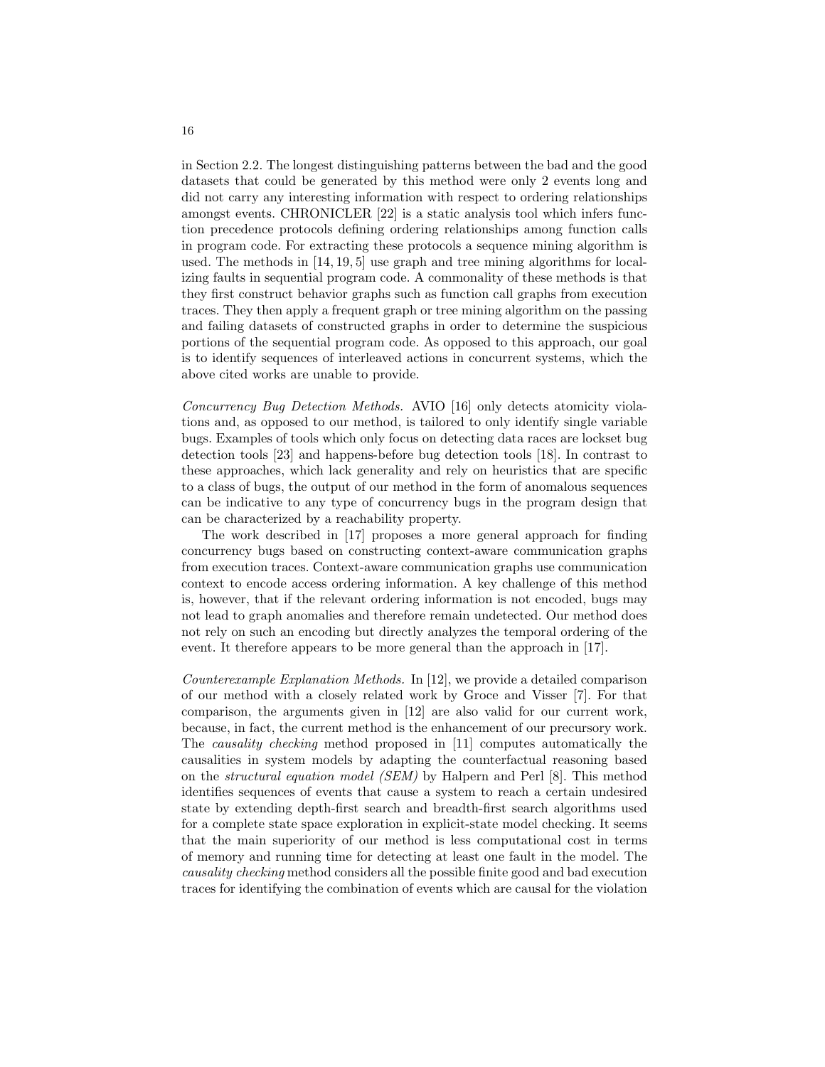in Section 2.2. The longest distinguishing patterns between the bad and the good datasets that could be generated by this method were only 2 events long and did not carry any interesting information with respect to ordering relationships amongst events. CHRONICLER [22] is a static analysis tool which infers function precedence protocols defining ordering relationships among function calls in program code. For extracting these protocols a sequence mining algorithm is used. The methods in [14, 19, 5] use graph and tree mining algorithms for localizing faults in sequential program code. A commonality of these methods is that they first construct behavior graphs such as function call graphs from execution traces. They then apply a frequent graph or tree mining algorithm on the passing and failing datasets of constructed graphs in order to determine the suspicious portions of the sequential program code. As opposed to this approach, our goal is to identify sequences of interleaved actions in concurrent systems, which the above cited works are unable to provide.

*Concurrency Bug Detection Methods.* AVIO [16] only detects atomicity violations and, as opposed to our method, is tailored to only identify single variable bugs. Examples of tools which only focus on detecting data races are lockset bug detection tools [23] and happens-before bug detection tools [18]. In contrast to these approaches, which lack generality and rely on heuristics that are specific to a class of bugs, the output of our method in the form of anomalous sequences can be indicative to any type of concurrency bugs in the program design that can be characterized by a reachability property.

The work described in [17] proposes a more general approach for finding concurrency bugs based on constructing context-aware communication graphs from execution traces. Context-aware communication graphs use communication context to encode access ordering information. A key challenge of this method is, however, that if the relevant ordering information is not encoded, bugs may not lead to graph anomalies and therefore remain undetected. Our method does not rely on such an encoding but directly analyzes the temporal ordering of the event. It therefore appears to be more general than the approach in [17].

*Counterexample Explanation Methods.* In [12], we provide a detailed comparison of our method with a closely related work by Groce and Visser [7]. For that comparison, the arguments given in [12] are also valid for our current work, because, in fact, the current method is the enhancement of our precursory work. The *causality checking* method proposed in [11] computes automatically the causalities in system models by adapting the counterfactual reasoning based on the *structural equation model (SEM)* by Halpern and Perl [8]. This method identifies sequences of events that cause a system to reach a certain undesired state by extending depth-first search and breadth-first search algorithms used for a complete state space exploration in explicit-state model checking. It seems that the main superiority of our method is less computational cost in terms of memory and running time for detecting at least one fault in the model. The *causality checking* method considers all the possible finite good and bad execution traces for identifying the combination of events which are causal for the violation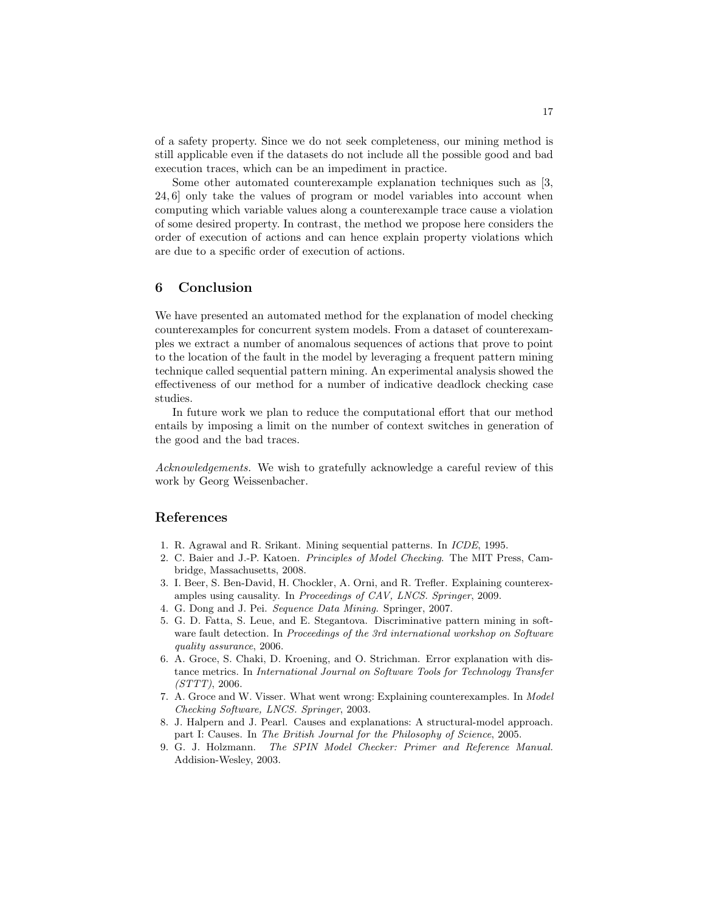of a safety property. Since we do not seek completeness, our mining method is still applicable even if the datasets do not include all the possible good and bad execution traces, which can be an impediment in practice.

Some other automated counterexample explanation techniques such as [3, 24, 6] only take the values of program or model variables into account when computing which variable values along a counterexample trace cause a violation of some desired property. In contrast, the method we propose here considers the order of execution of actions and can hence explain property violations which are due to a specific order of execution of actions.

## 6 Conclusion

We have presented an automated method for the explanation of model checking counterexamples for concurrent system models. From a dataset of counterexamples we extract a number of anomalous sequences of actions that prove to point to the location of the fault in the model by leveraging a frequent pattern mining technique called sequential pattern mining. An experimental analysis showed the effectiveness of our method for a number of indicative deadlock checking case studies.

In future work we plan to reduce the computational effort that our method entails by imposing a limit on the number of context switches in generation of the good and the bad traces.

*Acknowledgements.* We wish to gratefully acknowledge a careful review of this work by Georg Weissenbacher.

## References

1. R. Agrawal and R. Srikant. Mining sequential patterns. In *ICDE*, 1995.
2. C. Baier and J.-P. Katoen. *Principles of Model Checking*. The MIT Press, Cambridge, Massachusetts, 2008.
3. I. Beer, S. Ben-David, H. Chockler, A. Orni, and R. Trefler. Explaining counterexamples using causality. In *Proceedings of CAV, LNCS. Springer*, 2009.
4. G. Dong and J. Pei. *Sequence Data Mining*. Springer, 2007.
5. G. D. Fatta, S. Leue, and E. Stegantova. Discriminative pattern mining in software fault detection. In *Proceedings of the 3rd international workshop on Software quality assurance*, 2006.
6. A. Groce, S. Chaki, D. Kroening, and O. Strichman. Error explanation with distance metrics. In *International Journal on Software Tools for Technology Transfer (STTT)*, 2006.
7. A. Groce and W. Visser. What went wrong: Explaining counterexamples. In *Model Checking Software, LNCS. Springer*, 2003.
8. J. Halpern and J. Pearl. Causes and explanations: A structural-model approach. part I: Causes. In *The British Journal for the Philosophy of Science*, 2005.
9. G. J. Holzmann. *The SPIN Model Checker: Primer and Reference Manual.* Addision-Wesley, 2003.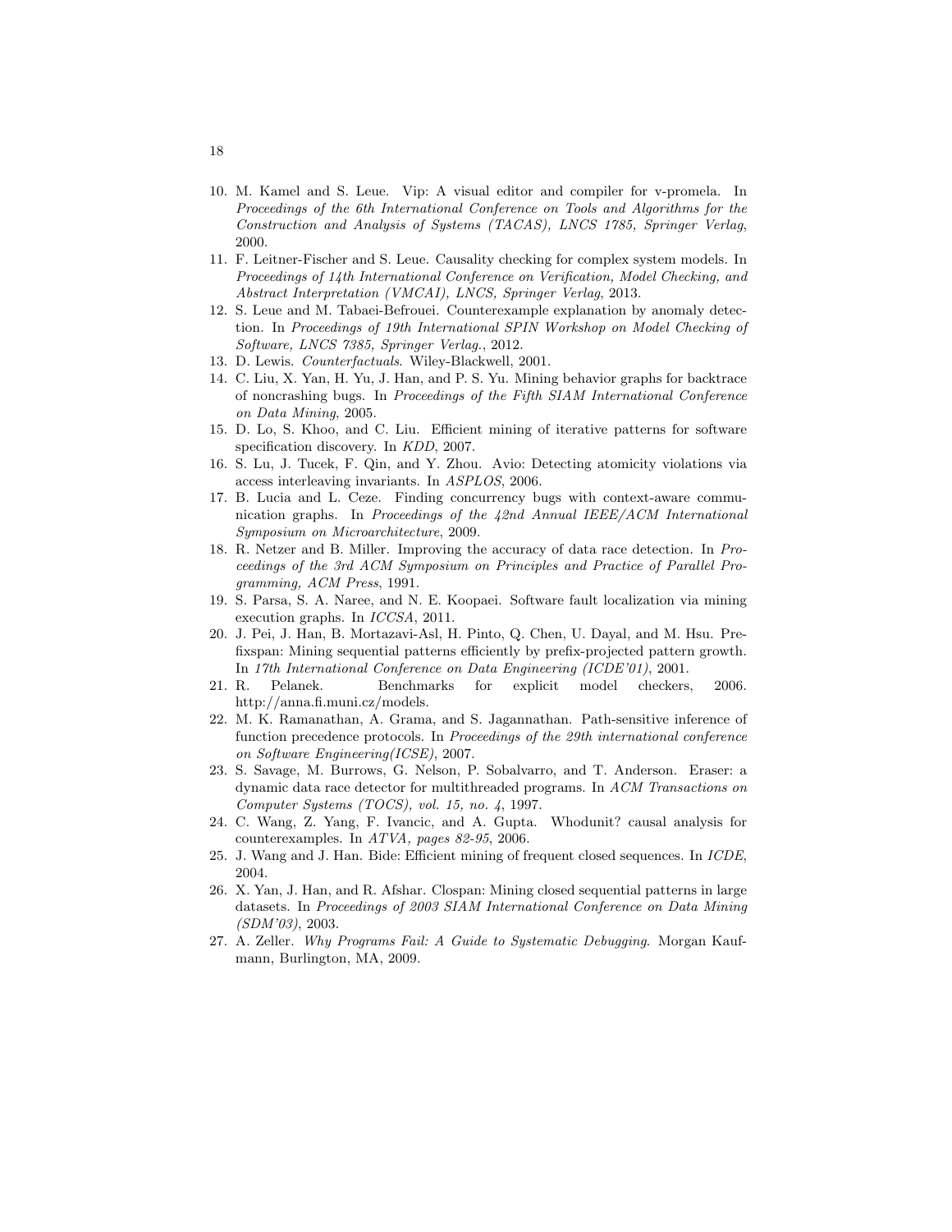10. M. Kamel and S. Leue. Vip: A visual editor and compiler for v-promela. In *Proceedings of the 6th International Conference on Tools and Algorithms for the Construction and Analysis of Systems (TACAS), LNCS 1785, Springer Verlag*, 2000.
11. F. Leitner-Fischer and S. Leue. Causality checking for complex system models. In *Proceedings of 14th International Conference on Verification, Model Checking, and Abstract Interpretation (VMCAI), LNCS, Springer Verlag*, 2013.
12. S. Leue and M. Tabaei-Befrouei. Counterexample explanation by anomaly detection. In *Proceedings of 19th International SPIN Workshop on Model Checking of Software, LNCS 7385, Springer Verlag.*, 2012.
13. D. Lewis. *Counterfactuals*. Wiley-Blackwell, 2001.
14. C. Liu, X. Yan, H. Yu, J. Han, and P. S. Yu. Mining behavior graphs for backtrace of noncrashing bugs. In *Proceedings of the Fifth SIAM International Conference on Data Mining*, 2005.
15. D. Lo, S. Khoo, and C. Liu. Efficient mining of iterative patterns for software specification discovery. In *KDD*, 2007.
16. S. Lu, J. Tucek, F. Qin, and Y. Zhou. Avio: Detecting atomicity violations via access interleaving invariants. In *ASPLOS*, 2006.
17. B. Lucia and L. Ceze. Finding concurrency bugs with context-aware communication graphs. In *Proceedings of the 42nd Annual IEEE/ACM International Symposium on Microarchitecture*, 2009.
18. R. Netzer and B. Miller. Improving the accuracy of data race detection. In *Proceedings of the 3rd ACM Symposium on Principles and Practice of Parallel Programming, ACM Press*, 1991.
19. S. Parsa, S. A. Naree, and N. E. Koopaei. Software fault localization via mining execution graphs. In *ICCSA*, 2011.
20. J. Pei, J. Han, B. Mortazavi-Asl, H. Pinto, Q. Chen, U. Dayal, and M. Hsu. Prefixspan: Mining sequential patterns efficiently by prefix-projected pattern growth. In *17th International Conference on Data Engineering (ICDE'01)*, 2001.
21. R. Pelanek. Benchmarks for explicit model checkers, 2006. http://anna.fi.muni.cz/models.
22. M. K. Ramanathan, A. Grama, and S. Jagannathan. Path-sensitive inference of function precedence protocols. In *Proceedings of the 29th international conference on Software Engineering(ICSE)*, 2007.
23. S. Savage, M. Burrows, G. Nelson, P. Sobalvarro, and T. Anderson. Eraser: a dynamic data race detector for multithreaded programs. In *ACM Transactions on Computer Systems (TOCS), vol. 15, no. 4*, 1997.
24. C. Wang, Z. Yang, F. Ivancic, and A. Gupta. Whodunit? causal analysis for counterexamples. In *ATVA, pages 82-95*, 2006.
25. J. Wang and J. Han. Bide: Efficient mining of frequent closed sequences. In *ICDE*, 2004.
26. X. Yan, J. Han, and R. Afshar. Clospan: Mining closed sequential patterns in large datasets. In *Proceedings of 2003 SIAM International Conference on Data Mining (SDM'03)*, 2003.
27. A. Zeller. *Why Programs Fail: A Guide to Systematic Debugging*. Morgan Kaufmann, Burlington, MA, 2009.